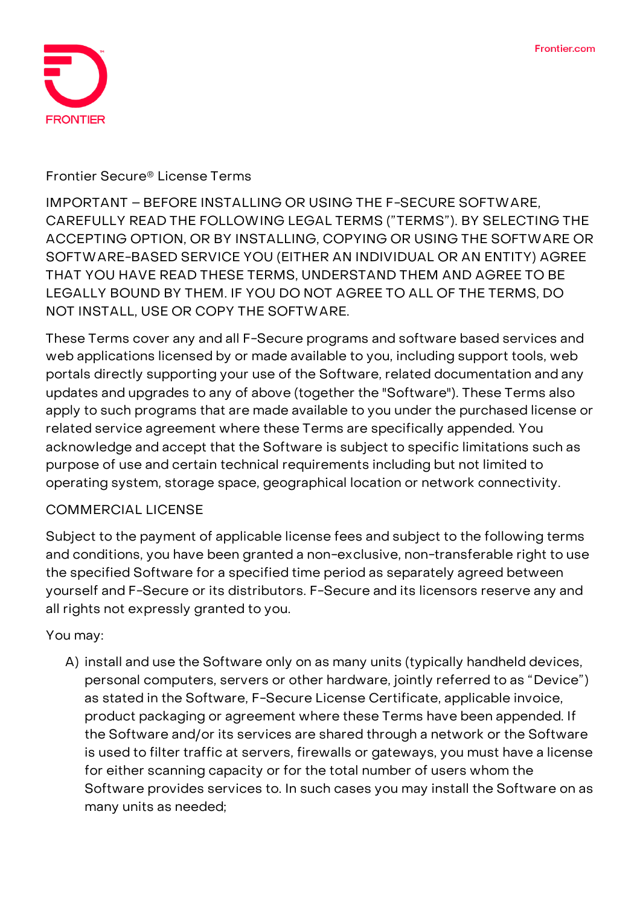# Frontier Secure® License Terms

IMPORTANT – BEFORE INSTALLING OR USING THE F-SECURE SOFTWARE, CAREFULLY READ THE FOLLOWING LEGAL TERMS ("TERMS"). BY SELECTING THE ACCEPTING OPTION, OR BY INSTALLING, COPYING OR USING THE SOFTWARE OR SOFTWARE-BASED SERVICE YOU (EITHER AN INDIVIDUAL OR AN ENTITY) AGREE THAT YOU HAVE READ THESE TERMS, UNDERSTAND THEM AND AGREE TO BE LEGALLY BOUND BY THEM. IF YOU DO NOT AGREE TO ALL OF THE TERMS, DO NOT INSTALL, USE OR COPY THE SOFTWARE.

These Terms cover any and all F-Secure programs and software based services and web applications licensed by or made available to you, including support tools, web portals directly supporting your use of the Software, related documentation and any updates and upgrades to any of above (together the "Software"). These Terms also apply to such programs that are made available to you under the purchased license or related service agreement where these Terms are specifically appended. You acknowledge and accept that the Software is subject to specific limitations such as purpose of use and certain technical requirements including but not limited to operating system, storage space, geographical location or network connectivity.

## COMMERCIAL LICENSE

Subject to the payment of applicable license fees and subject to the following terms and conditions, you have been granted a non-exclusive, non-transferable right to use the specified Software for a specified time period as separately agreed between yourself and F-Secure or its distributors. F-Secure and its licensors reserve any and all rights not expressly granted to you.

You may:

A) install and use the Software only on as many units (typically handheld devices, personal computers, servers or other hardware, jointly referred to as "Device") as stated in the Software, F-Secure License Certificate, applicable invoice, product packaging or agreement where these Terms have been appended. If the Software and/or its services are shared through a network or the Software is used to filter traffic at servers, firewalls or gateways, you must have a license for either scanning capacity or for the total number of users whom the Software provides services to. In such cases you may install the Software on as many units as needed;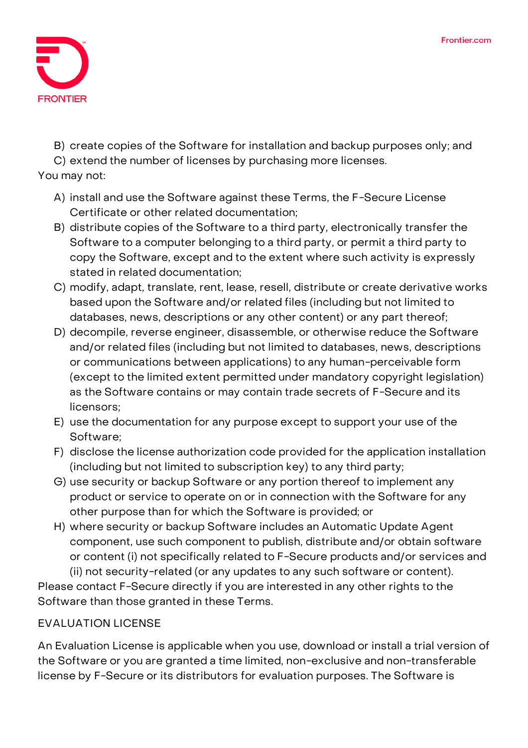B) create copies of the Software for installation and backup purposes only; and
C) extend the number of licenses by purchasing more licenses.

You may not:

A) install and use the Software against these Terms, the F-Secure License Certificate or other related documentation;
B) distribute copies of the Software to a third party, electronically transfer the Software to a computer belonging to a third party, or permit a third party to copy the Software, except and to the extent where such activity is expressly stated in related documentation;
C) modify, adapt, translate, rent, lease, resell, distribute or create derivative works based upon the Software and/or related files (including but not limited to databases, news, descriptions or any other content) or any part thereof;
D) decompile, reverse engineer, disassemble, or otherwise reduce the Software and/or related files (including but not limited to databases, news, descriptions or communications between applications) to any human-perceivable form (except to the limited extent permitted under mandatory copyright legislation) as the Software contains or may contain trade secrets of F-Secure and its licensors;
E) use the documentation for any purpose except to support your use of the Software;
F) disclose the license authorization code provided for the application installation (including but not limited to subscription key) to any third party;
G) use security or backup Software or any portion thereof to implement any product or service to operate on or in connection with the Software for any other purpose than for which the Software is provided; or
H) where security or backup Software includes an Automatic Update Agent component, use such component to publish, distribute and/or obtain software or content (i) not specifically related to F-Secure products and/or services and (ii) not security-related (or any updates to any such software or content).

Please contact F-Secure directly if you are interested in any other rights to the Software than those granted in these Terms.

## EVALUATION LICENSE

An Evaluation License is applicable when you use, download or install a trial version of the Software or you are granted a time limited, non-exclusive and non-transferable license by F-Secure or its distributors for evaluation purposes. The Software is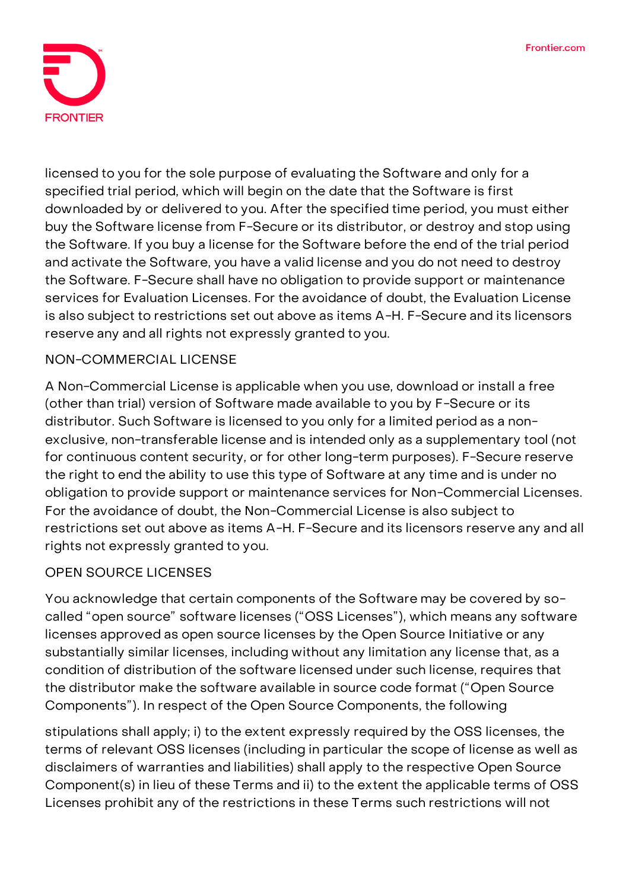licensed to you for the sole purpose of evaluating the Software and only for a specified trial period, which will begin on the date that the Software is first downloaded by or delivered to you. After the specified time period, you must either buy the Software license from F-Secure or its distributor, or destroy and stop using the Software. If you buy a license for the Software before the end of the trial period and activate the Software, you have a valid license and you do not need to destroy the Software. F-Secure shall have no obligation to provide support or maintenance services for Evaluation Licenses. For the avoidance of doubt, the Evaluation License is also subject to restrictions set out above as items A-H. F-Secure and its licensors reserve any and all rights not expressly granted to you.

## NON-COMMERCIAL LICENSE

A Non-Commercial License is applicable when you use, download or install a free (other than trial) version of Software made available to you by F-Secure or its distributor. Such Software is licensed to you only for a limited period as a non-exclusive, non-transferable license and is intended only as a supplementary tool (not for continuous content security, or for other long-term purposes). F-Secure reserve the right to end the ability to use this type of Software at any time and is under no obligation to provide support or maintenance services for Non-Commercial Licenses. For the avoidance of doubt, the Non-Commercial License is also subject to restrictions set out above as items A-H. F-Secure and its licensors reserve any and all rights not expressly granted to you.

## OPEN SOURCE LICENSES

You acknowledge that certain components of the Software may be covered by so-called "open source" software licenses ("OSS Licenses"), which means any software licenses approved as open source licenses by the Open Source Initiative or any substantially similar licenses, including without any limitation any license that, as a condition of distribution of the software licensed under such license, requires that the distributor make the software available in source code format ("Open Source Components"). In respect of the Open Source Components, the following

stipulations shall apply; i) to the extent expressly required by the OSS licenses, the terms of relevant OSS licenses (including in particular the scope of license as well as disclaimers of warranties and liabilities) shall apply to the respective Open Source Component(s) in lieu of these Terms and ii) to the extent the applicable terms of OSS Licenses prohibit any of the restrictions in these Terms such restrictions will not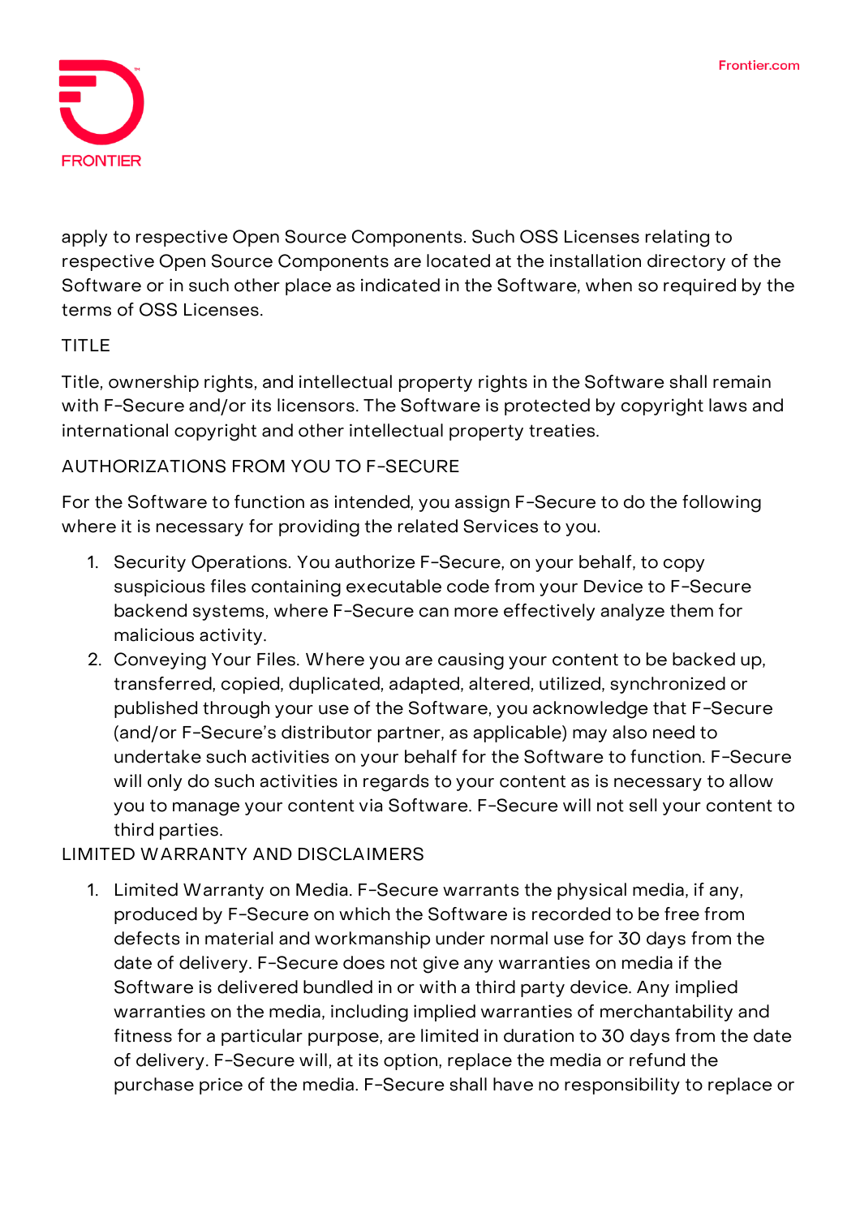apply to respective Open Source Components. Such OSS Licenses relating to respective Open Source Components are located at the installation directory of the Software or in such other place as indicated in the Software, when so required by the terms of OSS Licenses.

## TITLE

Title, ownership rights, and intellectual property rights in the Software shall remain with F-Secure and/or its licensors. The Software is protected by copyright laws and international copyright and other intellectual property treaties.

## AUTHORIZATIONS FROM YOU TO F-SECURE

For the Software to function as intended, you assign F-Secure to do the following where it is necessary for providing the related Services to you.

1. Security Operations. You authorize F-Secure, on your behalf, to copy suspicious files containing executable code from your Device to F-Secure backend systems, where F-Secure can more effectively analyze them for malicious activity.
2. Conveying Your Files. Where you are causing your content to be backed up, transferred, copied, duplicated, adapted, altered, utilized, synchronized or published through your use of the Software, you acknowledge that F-Secure (and/or F-Secure's distributor partner, as applicable) may also need to undertake such activities on your behalf for the Software to function. F-Secure will only do such activities in regards to your content as is necessary to allow you to manage your content via Software. F-Secure will not sell your content to third parties.

## LIMITED WARRANTY AND DISCLAIMERS

1. Limited Warranty on Media. F-Secure warrants the physical media, if any, produced by F-Secure on which the Software is recorded to be free from defects in material and workmanship under normal use for 30 days from the date of delivery. F-Secure does not give any warranties on media if the Software is delivered bundled in or with a third party device. Any implied warranties on the media, including implied warranties of merchantability and fitness for a particular purpose, are limited in duration to 30 days from the date of delivery. F-Secure will, at its option, replace the media or refund the purchase price of the media. F-Secure shall have no responsibility to replace or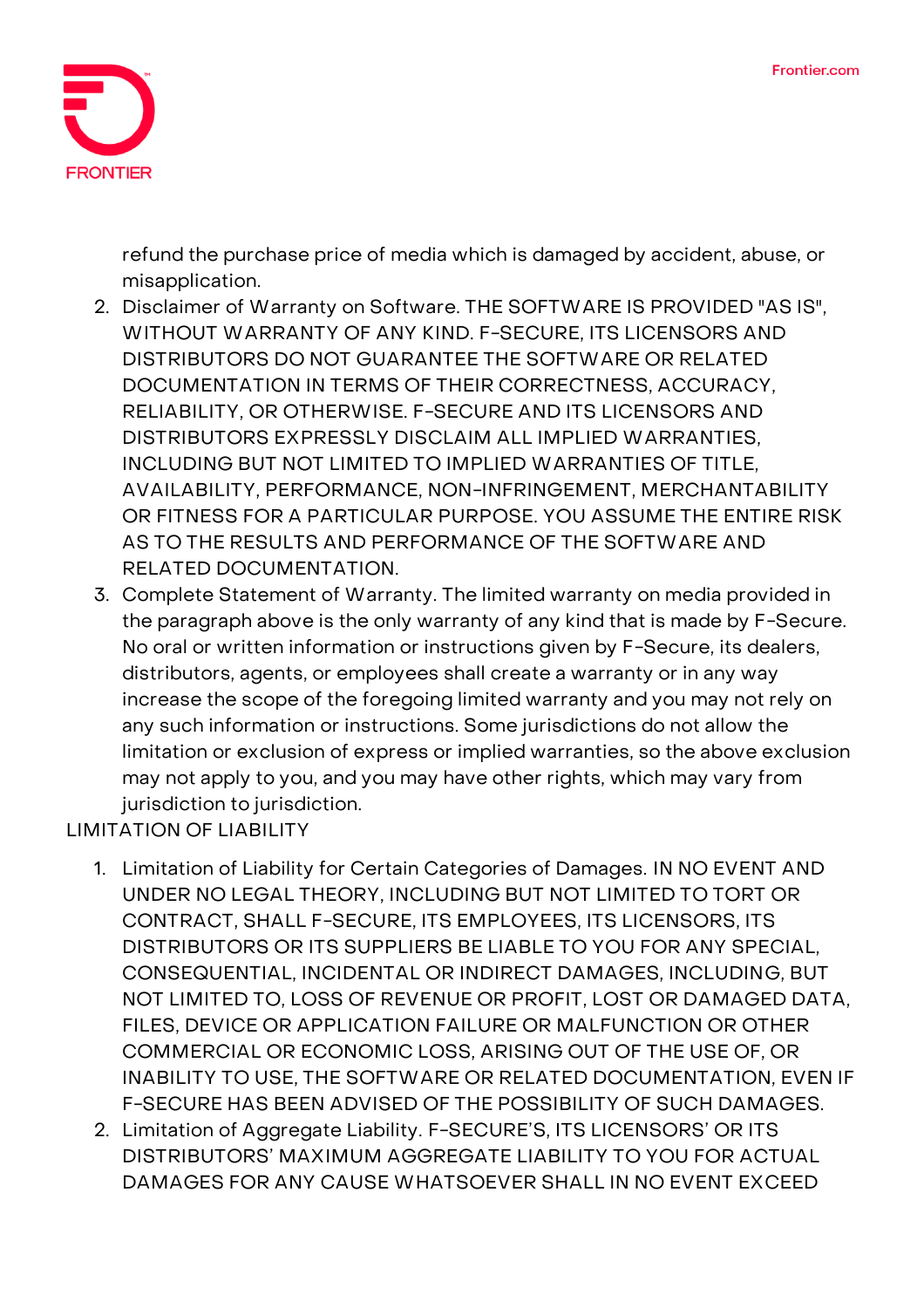refund the purchase price of media which is damaged by accident, abuse, or misapplication.

2. Disclaimer of Warranty on Software. THE SOFTWARE IS PROVIDED "AS IS", WITHOUT WARRANTY OF ANY KIND. F-SECURE, ITS LICENSORS AND DISTRIBUTORS DO NOT GUARANTEE THE SOFTWARE OR RELATED DOCUMENTATION IN TERMS OF THEIR CORRECTNESS, ACCURACY, RELIABILITY, OR OTHERWISE. F-SECURE AND ITS LICENSORS AND DISTRIBUTORS EXPRESSLY DISCLAIM ALL IMPLIED WARRANTIES, INCLUDING BUT NOT LIMITED TO IMPLIED WARRANTIES OF TITLE, AVAILABILITY, PERFORMANCE, NON-INFRINGEMENT, MERCHANTABILITY OR FITNESS FOR A PARTICULAR PURPOSE. YOU ASSUME THE ENTIRE RISK AS TO THE RESULTS AND PERFORMANCE OF THE SOFTWARE AND RELATED DOCUMENTATION.
3. Complete Statement of Warranty. The limited warranty on media provided in the paragraph above is the only warranty of any kind that is made by F-Secure. No oral or written information or instructions given by F-Secure, its dealers, distributors, agents, or employees shall create a warranty or in any way increase the scope of the foregoing limited warranty and you may not rely on any such information or instructions. Some jurisdictions do not allow the limitation or exclusion of express or implied warranties, so the above exclusion may not apply to you, and you may have other rights, which may vary from jurisdiction to jurisdiction.

LIMITATION OF LIABILITY

1. Limitation of Liability for Certain Categories of Damages. IN NO EVENT AND UNDER NO LEGAL THEORY, INCLUDING BUT NOT LIMITED TO TORT OR CONTRACT, SHALL F-SECURE, ITS EMPLOYEES, ITS LICENSORS, ITS DISTRIBUTORS OR ITS SUPPLIERS BE LIABLE TO YOU FOR ANY SPECIAL, CONSEQUENTIAL, INCIDENTAL OR INDIRECT DAMAGES, INCLUDING, BUT NOT LIMITED TO, LOSS OF REVENUE OR PROFIT, LOST OR DAMAGED DATA, FILES, DEVICE OR APPLICATION FAILURE OR MALFUNCTION OR OTHER COMMERCIAL OR ECONOMIC LOSS, ARISING OUT OF THE USE OF, OR INABILITY TO USE, THE SOFTWARE OR RELATED DOCUMENTATION, EVEN IF F-SECURE HAS BEEN ADVISED OF THE POSSIBILITY OF SUCH DAMAGES.
2. Limitation of Aggregate Liability. F-SECURE'S, ITS LICENSORS' OR ITS DISTRIBUTORS' MAXIMUM AGGREGATE LIABILITY TO YOU FOR ACTUAL DAMAGES FOR ANY CAUSE WHATSOEVER SHALL IN NO EVENT EXCEED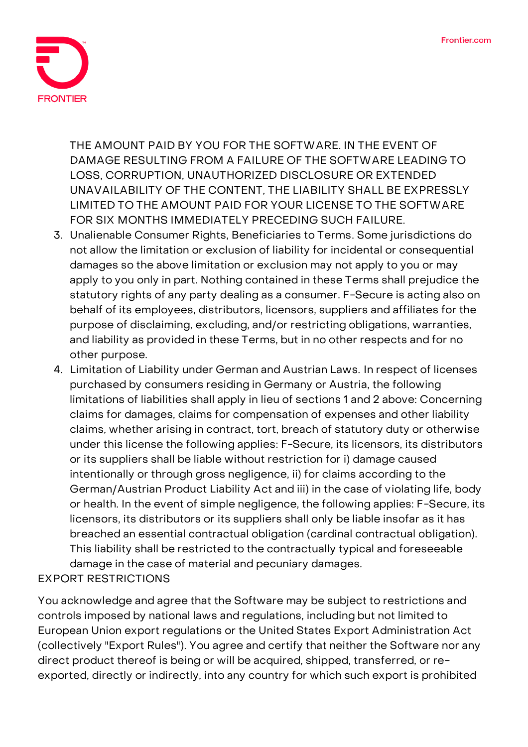THE AMOUNT PAID BY YOU FOR THE SOFTWARE. IN THE EVENT OF DAMAGE RESULTING FROM A FAILURE OF THE SOFTWARE LEADING TO LOSS, CORRUPTION, UNAUTHORIZED DISCLOSURE OR EXTENDED UNAVAILABILITY OF THE CONTENT, THE LIABILITY SHALL BE EXPRESSLY LIMITED TO THE AMOUNT PAID FOR YOUR LICENSE TO THE SOFTWARE FOR SIX MONTHS IMMEDIATELY PRECEDING SUCH FAILURE.

3. Unalienable Consumer Rights, Beneficiaries to Terms. Some jurisdictions do not allow the limitation or exclusion of liability for incidental or consequential damages so the above limitation or exclusion may not apply to you or may apply to you only in part. Nothing contained in these Terms shall prejudice the statutory rights of any party dealing as a consumer. F-Secure is acting also on behalf of its employees, distributors, licensors, suppliers and affiliates for the purpose of disclaiming, excluding, and/or restricting obligations, warranties, and liability as provided in these Terms, but in no other respects and for no other purpose.
4. Limitation of Liability under German and Austrian Laws. In respect of licenses purchased by consumers residing in Germany or Austria, the following limitations of liabilities shall apply in lieu of sections 1 and 2 above: Concerning claims for damages, claims for compensation of expenses and other liability claims, whether arising in contract, tort, breach of statutory duty or otherwise under this license the following applies: F-Secure, its licensors, its distributors or its suppliers shall be liable without restriction for i) damage caused intentionally or through gross negligence, ii) for claims according to the German/Austrian Product Liability Act and iii) in the case of violating life, body or health. In the event of simple negligence, the following applies: F-Secure, its licensors, its distributors or its suppliers shall only be liable insofar as it has breached an essential contractual obligation (cardinal contractual obligation). This liability shall be restricted to the contractually typical and foreseeable damage in the case of material and pecuniary damages.

EXPORT RESTRICTIONS

You acknowledge and agree that the Software may be subject to restrictions and controls imposed by national laws and regulations, including but not limited to European Union export regulations or the United States Export Administration Act (collectively "Export Rules"). You agree and certify that neither the Software nor any direct product thereof is being or will be acquired, shipped, transferred, or re-exported, directly or indirectly, into any country for which such export is prohibited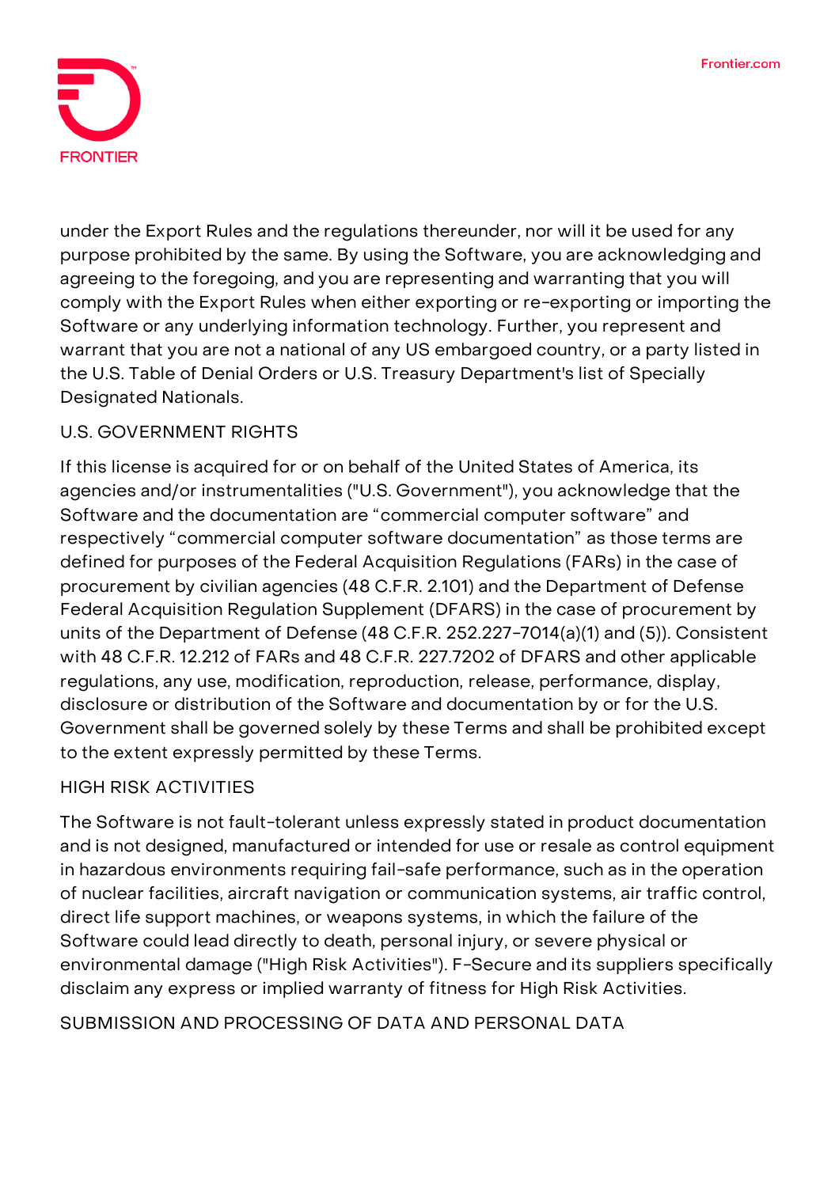under the Export Rules and the regulations thereunder, nor will it be used for any purpose prohibited by the same. By using the Software, you are acknowledging and agreeing to the foregoing, and you are representing and warranting that you will comply with the Export Rules when either exporting or re-exporting or importing the Software or any underlying information technology. Further, you represent and warrant that you are not a national of any US embargoed country, or a party listed in the U.S. Table of Denial Orders or U.S. Treasury Department's list of Specially Designated Nationals.

## U.S. GOVERNMENT RIGHTS

If this license is acquired for or on behalf of the United States of America, its agencies and/or instrumentalities ("U.S. Government"), you acknowledge that the Software and the documentation are "commercial computer software" and respectively "commercial computer software documentation" as those terms are defined for purposes of the Federal Acquisition Regulations (FARs) in the case of procurement by civilian agencies (48 C.F.R. 2.101) and the Department of Defense Federal Acquisition Regulation Supplement (DFARS) in the case of procurement by units of the Department of Defense (48 C.F.R. 252.227-7014(a)(1) and (5)). Consistent with 48 C.F.R. 12.212 of FARs and 48 C.F.R. 227.7202 of DFARS and other applicable regulations, any use, modification, reproduction, release, performance, display, disclosure or distribution of the Software and documentation by or for the U.S. Government shall be governed solely by these Terms and shall be prohibited except to the extent expressly permitted by these Terms.

## HIGH RISK ACTIVITIES

The Software is not fault-tolerant unless expressly stated in product documentation and is not designed, manufactured or intended for use or resale as control equipment in hazardous environments requiring fail-safe performance, such as in the operation of nuclear facilities, aircraft navigation or communication systems, air traffic control, direct life support machines, or weapons systems, in which the failure of the Software could lead directly to death, personal injury, or severe physical or environmental damage ("High Risk Activities"). F-Secure and its suppliers specifically disclaim any express or implied warranty of fitness for High Risk Activities.

## SUBMISSION AND PROCESSING OF DATA AND PERSONAL DATA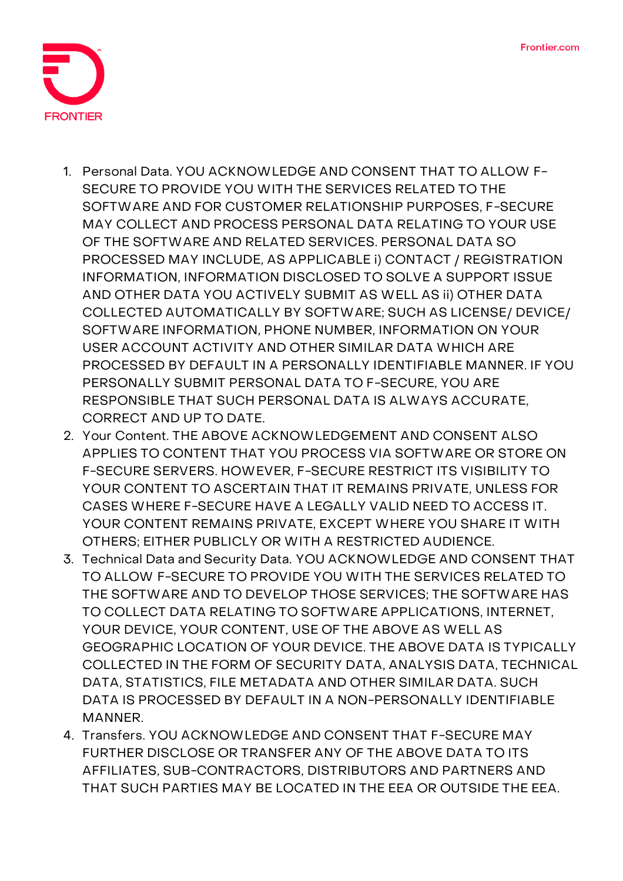1. Personal Data. YOU ACKNOWLEDGE AND CONSENT THAT TO ALLOW F-SECURE TO PROVIDE YOU WITH THE SERVICES RELATED TO THE SOFTWARE AND FOR CUSTOMER RELATIONSHIP PURPOSES, F-SECURE MAY COLLECT AND PROCESS PERSONAL DATA RELATING TO YOUR USE OF THE SOFTWARE AND RELATED SERVICES. PERSONAL DATA SO PROCESSED MAY INCLUDE, AS APPLICABLE i) CONTACT / REGISTRATION INFORMATION, INFORMATION DISCLOSED TO SOLVE A SUPPORT ISSUE AND OTHER DATA YOU ACTIVELY SUBMIT AS WELL AS ii) OTHER DATA COLLECTED AUTOMATICALLY BY SOFTWARE; SUCH AS LICENSE/ DEVICE/ SOFTWARE INFORMATION, PHONE NUMBER, INFORMATION ON YOUR USER ACCOUNT ACTIVITY AND OTHER SIMILAR DATA WHICH ARE PROCESSED BY DEFAULT IN A PERSONALLY IDENTIFIABLE MANNER. IF YOU PERSONALLY SUBMIT PERSONAL DATA TO F-SECURE, YOU ARE RESPONSIBLE THAT SUCH PERSONAL DATA IS ALWAYS ACCURATE, CORRECT AND UP TO DATE.
2. Your Content. THE ABOVE ACKNOWLEDGEMENT AND CONSENT ALSO APPLIES TO CONTENT THAT YOU PROCESS VIA SOFTWARE OR STORE ON F-SECURE SERVERS. HOWEVER, F-SECURE RESTRICT ITS VISIBILITY TO YOUR CONTENT TO ASCERTAIN THAT IT REMAINS PRIVATE, UNLESS FOR CASES WHERE F-SECURE HAVE A LEGALLY VALID NEED TO ACCESS IT. YOUR CONTENT REMAINS PRIVATE, EXCEPT WHERE YOU SHARE IT WITH OTHERS; EITHER PUBLICLY OR WITH A RESTRICTED AUDIENCE.
3. Technical Data and Security Data. YOU ACKNOWLEDGE AND CONSENT THAT TO ALLOW F-SECURE TO PROVIDE YOU WITH THE SERVICES RELATED TO THE SOFTWARE AND TO DEVELOP THOSE SERVICES; THE SOFTWARE HAS TO COLLECT DATA RELATING TO SOFTWARE APPLICATIONS, INTERNET, YOUR DEVICE, YOUR CONTENT, USE OF THE ABOVE AS WELL AS GEOGRAPHIC LOCATION OF YOUR DEVICE. THE ABOVE DATA IS TYPICALLY COLLECTED IN THE FORM OF SECURITY DATA, ANALYSIS DATA, TECHNICAL DATA, STATISTICS, FILE METADATA AND OTHER SIMILAR DATA. SUCH DATA IS PROCESSED BY DEFAULT IN A NON-PERSONALLY IDENTIFIABLE MANNER.
4. Transfers. YOU ACKNOWLEDGE AND CONSENT THAT F-SECURE MAY FURTHER DISCLOSE OR TRANSFER ANY OF THE ABOVE DATA TO ITS AFFILIATES, SUB-CONTRACTORS, DISTRIBUTORS AND PARTNERS AND THAT SUCH PARTIES MAY BE LOCATED IN THE EEA OR OUTSIDE THE EEA.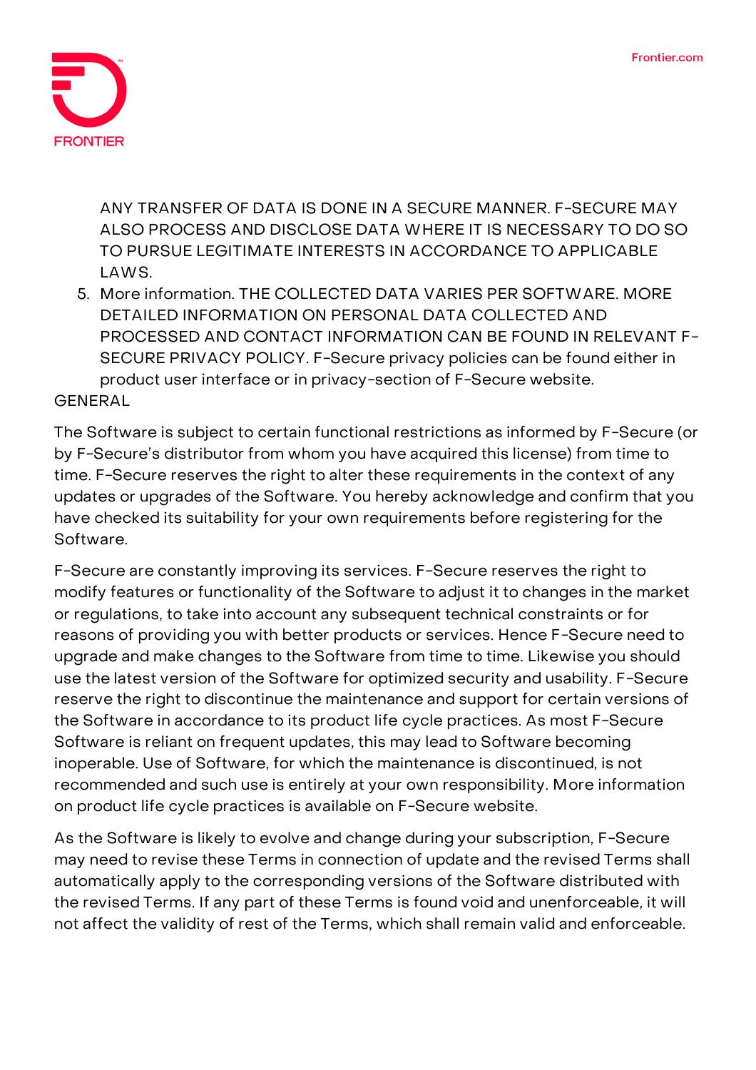ANY TRANSFER OF DATA IS DONE IN A SECURE MANNER. F-SECURE MAY ALSO PROCESS AND DISCLOSE DATA WHERE IT IS NECESSARY TO DO SO TO PURSUE LEGITIMATE INTERESTS IN ACCORDANCE TO APPLICABLE LAWS.

5. More information. THE COLLECTED DATA VARIES PER SOFTWARE. MORE DETAILED INFORMATION ON PERSONAL DATA COLLECTED AND PROCESSED AND CONTACT INFORMATION CAN BE FOUND IN RELEVANT F-SECURE PRIVACY POLICY. F-Secure privacy policies can be found either in product user interface or in privacy-section of F-Secure website.

GENERAL

The Software is subject to certain functional restrictions as informed by F-Secure (or by F-Secure's distributor from whom you have acquired this license) from time to time. F-Secure reserves the right to alter these requirements in the context of any updates or upgrades of the Software. You hereby acknowledge and confirm that you have checked its suitability for your own requirements before registering for the Software.

F-Secure are constantly improving its services. F-Secure reserves the right to modify features or functionality of the Software to adjust it to changes in the market or regulations, to take into account any subsequent technical constraints or for reasons of providing you with better products or services. Hence F-Secure need to upgrade and make changes to the Software from time to time. Likewise you should use the latest version of the Software for optimized security and usability. F-Secure reserve the right to discontinue the maintenance and support for certain versions of the Software in accordance to its product life cycle practices. As most F-Secure Software is reliant on frequent updates, this may lead to Software becoming inoperable. Use of Software, for which the maintenance is discontinued, is not recommended and such use is entirely at your own responsibility. More information on product life cycle practices is available on F-Secure website.

As the Software is likely to evolve and change during your subscription, F-Secure may need to revise these Terms in connection of update and the revised Terms shall automatically apply to the corresponding versions of the Software distributed with the revised Terms. If any part of these Terms is found void and unenforceable, it will not affect the validity of rest of the Terms, which shall remain valid and enforceable.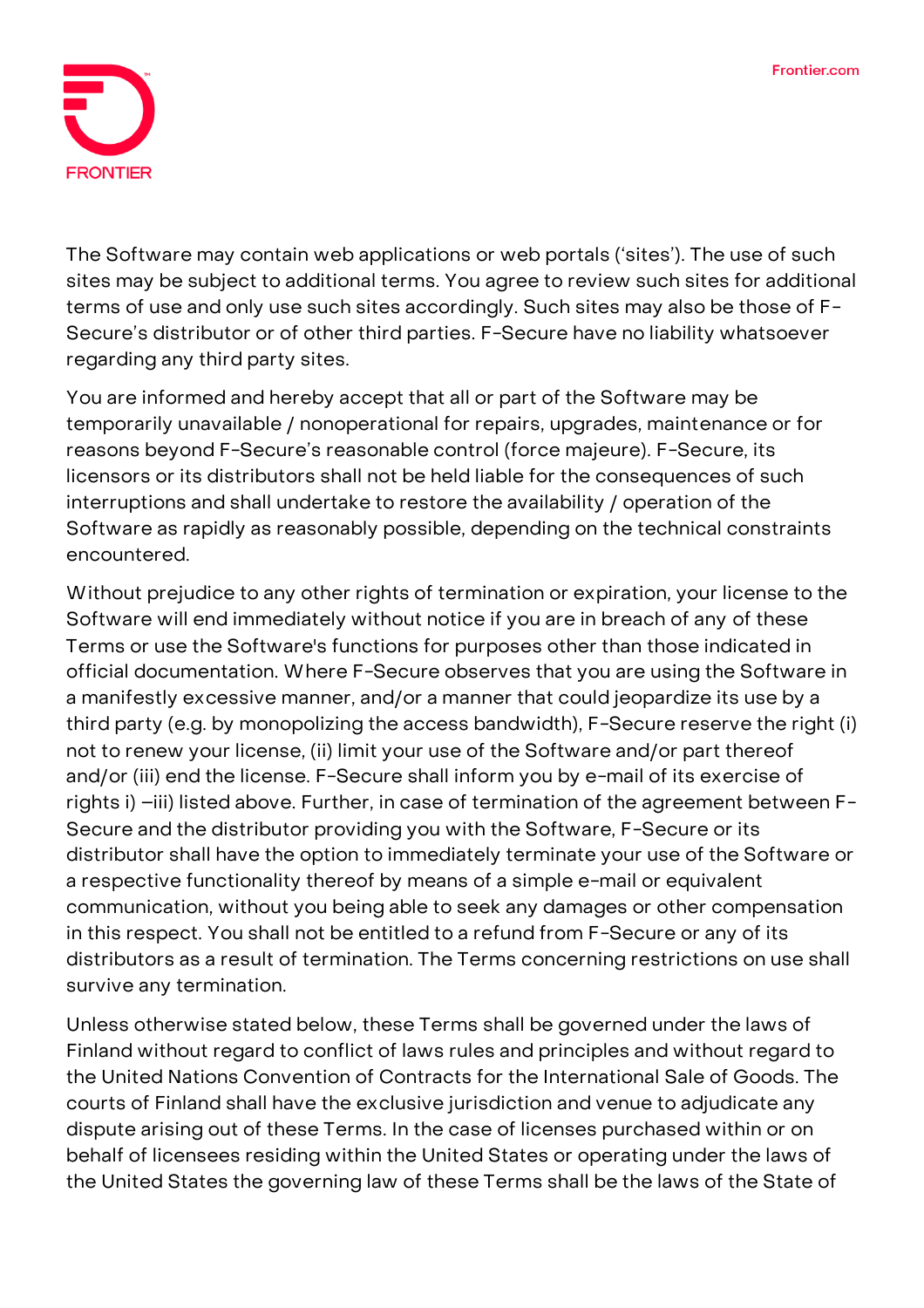The Software may contain web applications or web portals ('sites'). The use of such sites may be subject to additional terms. You agree to review such sites for additional terms of use and only use such sites accordingly. Such sites may also be those of F-Secure's distributor or of other third parties. F-Secure have no liability whatsoever regarding any third party sites.

You are informed and hereby accept that all or part of the Software may be temporarily unavailable / nonoperational for repairs, upgrades, maintenance or for reasons beyond F-Secure's reasonable control (force majeure). F-Secure, its licensors or its distributors shall not be held liable for the consequences of such interruptions and shall undertake to restore the availability / operation of the Software as rapidly as reasonably possible, depending on the technical constraints encountered.

Without prejudice to any other rights of termination or expiration, your license to the Software will end immediately without notice if you are in breach of any of these Terms or use the Software's functions for purposes other than those indicated in official documentation. Where F-Secure observes that you are using the Software in a manifestly excessive manner, and/or a manner that could jeopardize its use by a third party (e.g. by monopolizing the access bandwidth), F-Secure reserve the right (i) not to renew your license, (ii) limit your use of the Software and/or part thereof and/or (iii) end the license. F-Secure shall inform you by e-mail of its exercise of rights i) –iii) listed above. Further, in case of termination of the agreement between F-Secure and the distributor providing you with the Software, F-Secure or its distributor shall have the option to immediately terminate your use of the Software or a respective functionality thereof by means of a simple e-mail or equivalent communication, without you being able to seek any damages or other compensation in this respect. You shall not be entitled to a refund from F-Secure or any of its distributors as a result of termination. The Terms concerning restrictions on use shall survive any termination.

Unless otherwise stated below, these Terms shall be governed under the laws of Finland without regard to conflict of laws rules and principles and without regard to the United Nations Convention of Contracts for the International Sale of Goods. The courts of Finland shall have the exclusive jurisdiction and venue to adjudicate any dispute arising out of these Terms. In the case of licenses purchased within or on behalf of licensees residing within the United States or operating under the laws of the United States the governing law of these Terms shall be the laws of the State of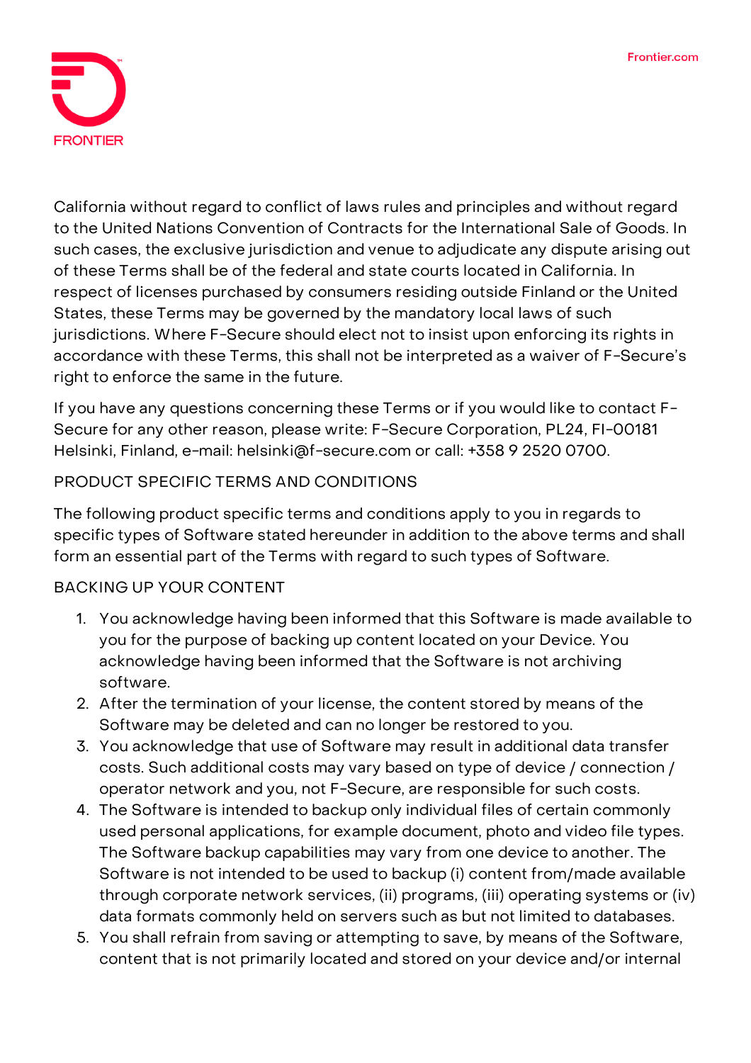California without regard to conflict of laws rules and principles and without regard to the United Nations Convention of Contracts for the International Sale of Goods. In such cases, the exclusive jurisdiction and venue to adjudicate any dispute arising out of these Terms shall be of the federal and state courts located in California. In respect of licenses purchased by consumers residing outside Finland or the United States, these Terms may be governed by the mandatory local laws of such jurisdictions. Where F-Secure should elect not to insist upon enforcing its rights in accordance with these Terms, this shall not be interpreted as a waiver of F-Secure's right to enforce the same in the future.

If you have any questions concerning these Terms or if you would like to contact F-Secure for any other reason, please write: F-Secure Corporation, PL24, FI-00181 Helsinki, Finland, e-mail: helsinki@f-secure.com or call: +358 9 2520 0700.

PRODUCT SPECIFIC TERMS AND CONDITIONS

The following product specific terms and conditions apply to you in regards to specific types of Software stated hereunder in addition to the above terms and shall form an essential part of the Terms with regard to such types of Software.

BACKING UP YOUR CONTENT

1. You acknowledge having been informed that this Software is made available to you for the purpose of backing up content located on your Device. You acknowledge having been informed that the Software is not archiving software.
2. After the termination of your license, the content stored by means of the Software may be deleted and can no longer be restored to you.
3. You acknowledge that use of Software may result in additional data transfer costs. Such additional costs may vary based on type of device / connection / operator network and you, not F-Secure, are responsible for such costs.
4. The Software is intended to backup only individual files of certain commonly used personal applications, for example document, photo and video file types. The Software backup capabilities may vary from one device to another. The Software is not intended to be used to backup (i) content from/made available through corporate network services, (ii) programs, (iii) operating systems or (iv) data formats commonly held on servers such as but not limited to databases.
5. You shall refrain from saving or attempting to save, by means of the Software, content that is not primarily located and stored on your device and/or internal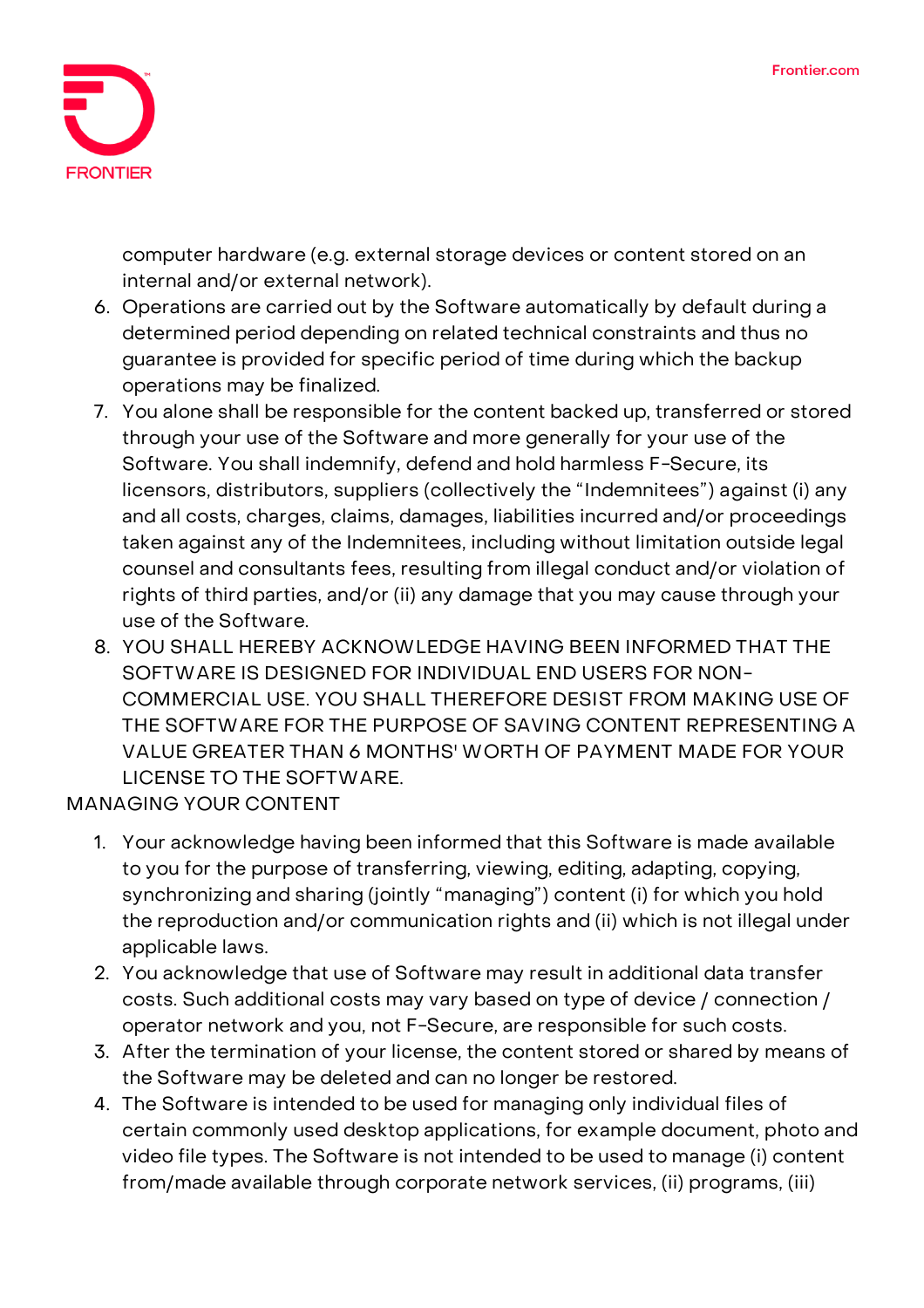computer hardware (e.g. external storage devices or content stored on an internal and/or external network).

6. Operations are carried out by the Software automatically by default during a determined period depending on related technical constraints and thus no guarantee is provided for specific period of time during which the backup operations may be finalized.
7. You alone shall be responsible for the content backed up, transferred or stored through your use of the Software and more generally for your use of the Software. You shall indemnify, defend and hold harmless F-Secure, its licensors, distributors, suppliers (collectively the "Indemnitees") against (i) any and all costs, charges, claims, damages, liabilities incurred and/or proceedings taken against any of the Indemnitees, including without limitation outside legal counsel and consultants fees, resulting from illegal conduct and/or violation of rights of third parties, and/or (ii) any damage that you may cause through your use of the Software.
8. YOU SHALL HEREBY ACKNOWLEDGE HAVING BEEN INFORMED THAT THE SOFTWARE IS DESIGNED FOR INDIVIDUAL END USERS FOR NON-COMMERCIAL USE. YOU SHALL THEREFORE DESIST FROM MAKING USE OF THE SOFTWARE FOR THE PURPOSE OF SAVING CONTENT REPRESENTING A VALUE GREATER THAN 6 MONTHS' WORTH OF PAYMENT MADE FOR YOUR LICENSE TO THE SOFTWARE.

MANAGING YOUR CONTENT

1. Your acknowledge having been informed that this Software is made available to you for the purpose of transferring, viewing, editing, adapting, copying, synchronizing and sharing (jointly "managing") content (i) for which you hold the reproduction and/or communication rights and (ii) which is not illegal under applicable laws.
2. You acknowledge that use of Software may result in additional data transfer costs. Such additional costs may vary based on type of device / connection / operator network and you, not F-Secure, are responsible for such costs.
3. After the termination of your license, the content stored or shared by means of the Software may be deleted and can no longer be restored.
4. The Software is intended to be used for managing only individual files of certain commonly used desktop applications, for example document, photo and video file types. The Software is not intended to be used to manage (i) content from/made available through corporate network services, (ii) programs, (iii)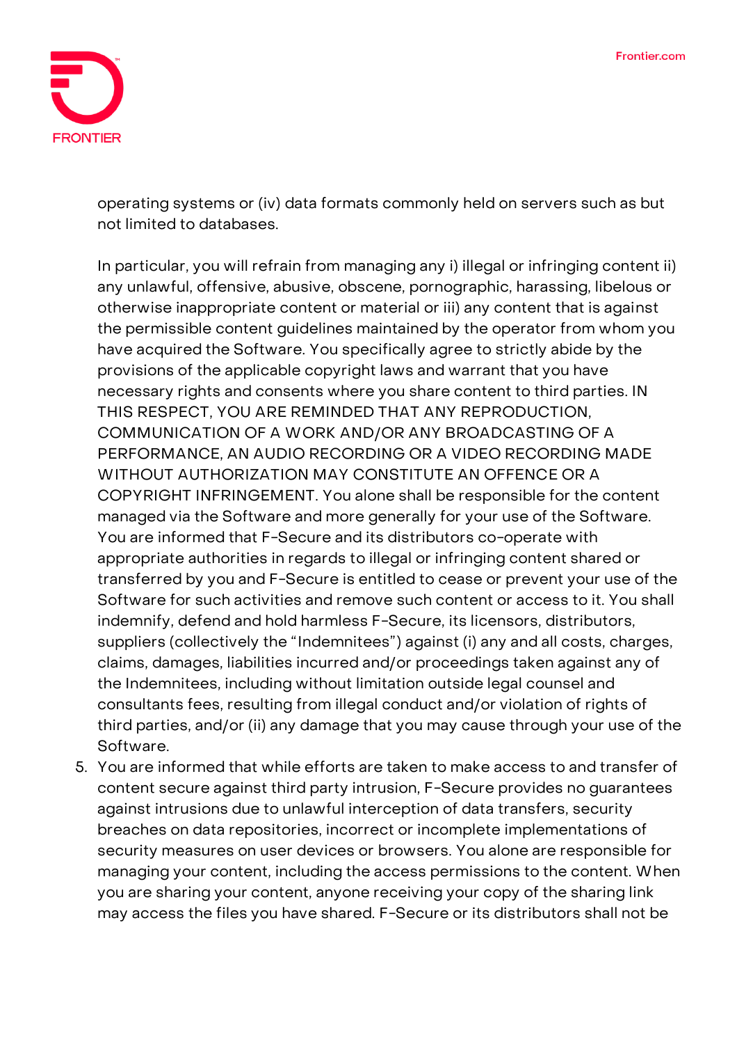operating systems or (iv) data formats commonly held on servers such as but not limited to databases.

In particular, you will refrain from managing any i) illegal or infringing content ii) any unlawful, offensive, abusive, obscene, pornographic, harassing, libelous or otherwise inappropriate content or material or iii) any content that is against the permissible content guidelines maintained by the operator from whom you have acquired the Software. You specifically agree to strictly abide by the provisions of the applicable copyright laws and warrant that you have necessary rights and consents where you share content to third parties. IN THIS RESPECT, YOU ARE REMINDED THAT ANY REPRODUCTION, COMMUNICATION OF A WORK AND/OR ANY BROADCASTING OF A PERFORMANCE, AN AUDIO RECORDING OR A VIDEO RECORDING MADE WITHOUT AUTHORIZATION MAY CONSTITUTE AN OFFENCE OR A COPYRIGHT INFRINGEMENT. You alone shall be responsible for the content managed via the Software and more generally for your use of the Software. You are informed that F-Secure and its distributors co-operate with appropriate authorities in regards to illegal or infringing content shared or transferred by you and F-Secure is entitled to cease or prevent your use of the Software for such activities and remove such content or access to it. You shall indemnify, defend and hold harmless F-Secure, its licensors, distributors, suppliers (collectively the "Indemnitees") against (i) any and all costs, charges, claims, damages, liabilities incurred and/or proceedings taken against any of the Indemnitees, including without limitation outside legal counsel and consultants fees, resulting from illegal conduct and/or violation of rights of third parties, and/or (ii) any damage that you may cause through your use of the Software.

5. You are informed that while efforts are taken to make access to and transfer of content secure against third party intrusion, F-Secure provides no guarantees against intrusions due to unlawful interception of data transfers, security breaches on data repositories, incorrect or incomplete implementations of security measures on user devices or browsers. You alone are responsible for managing your content, including the access permissions to the content. When you are sharing your content, anyone receiving your copy of the sharing link may access the files you have shared. F-Secure or its distributors shall not be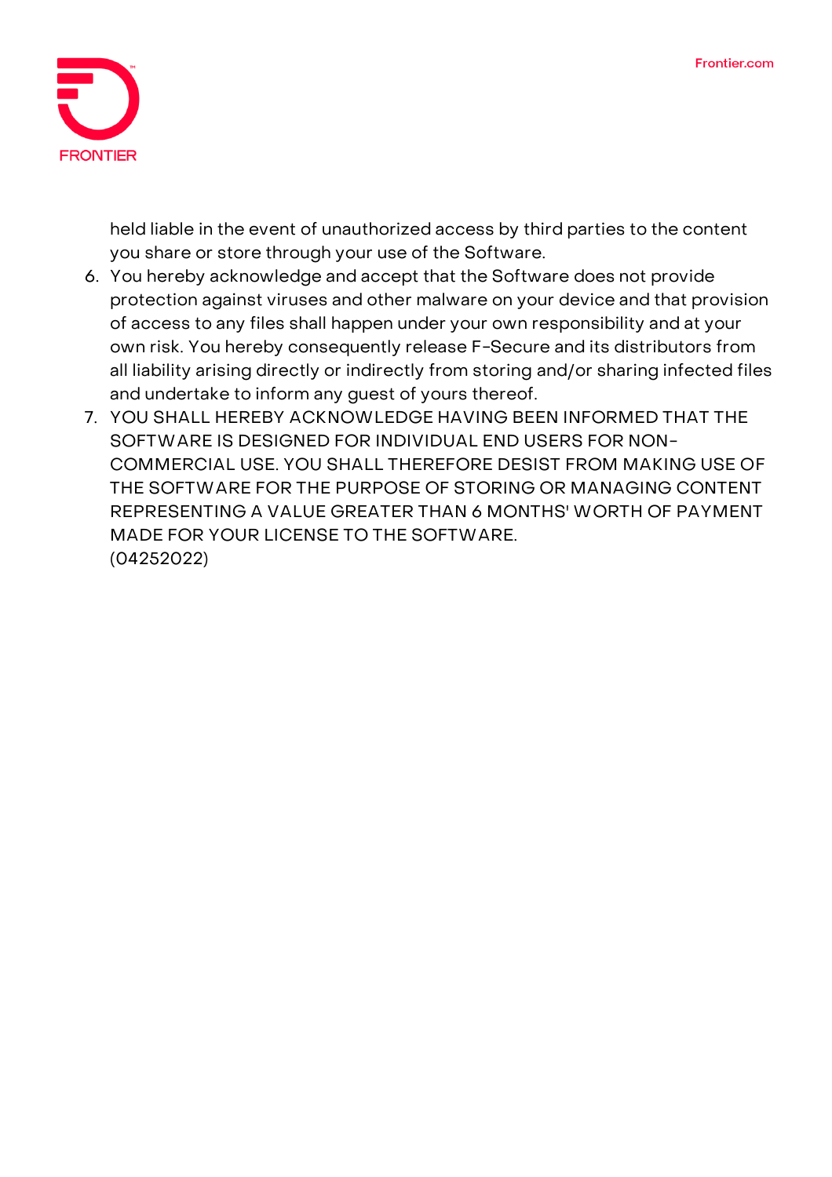held liable in the event of unauthorized access by third parties to the content you share or store through your use of the Software.

6. You hereby acknowledge and accept that the Software does not provide protection against viruses and other malware on your device and that provision of access to any files shall happen under your own responsibility and at your own risk. You hereby consequently release F-Secure and its distributors from all liability arising directly or indirectly from storing and/or sharing infected files and undertake to inform any guest of yours thereof.
7. YOU SHALL HEREBY ACKNOWLEDGE HAVING BEEN INFORMED THAT THE SOFTWARE IS DESIGNED FOR INDIVIDUAL END USERS FOR NON-COMMERCIAL USE. YOU SHALL THEREFORE DESIST FROM MAKING USE OF THE SOFTWARE FOR THE PURPOSE OF STORING OR MANAGING CONTENT REPRESENTING A VALUE GREATER THAN 6 MONTHS' WORTH OF PAYMENT MADE FOR YOUR LICENSE TO THE SOFTWARE.
   (04252022)